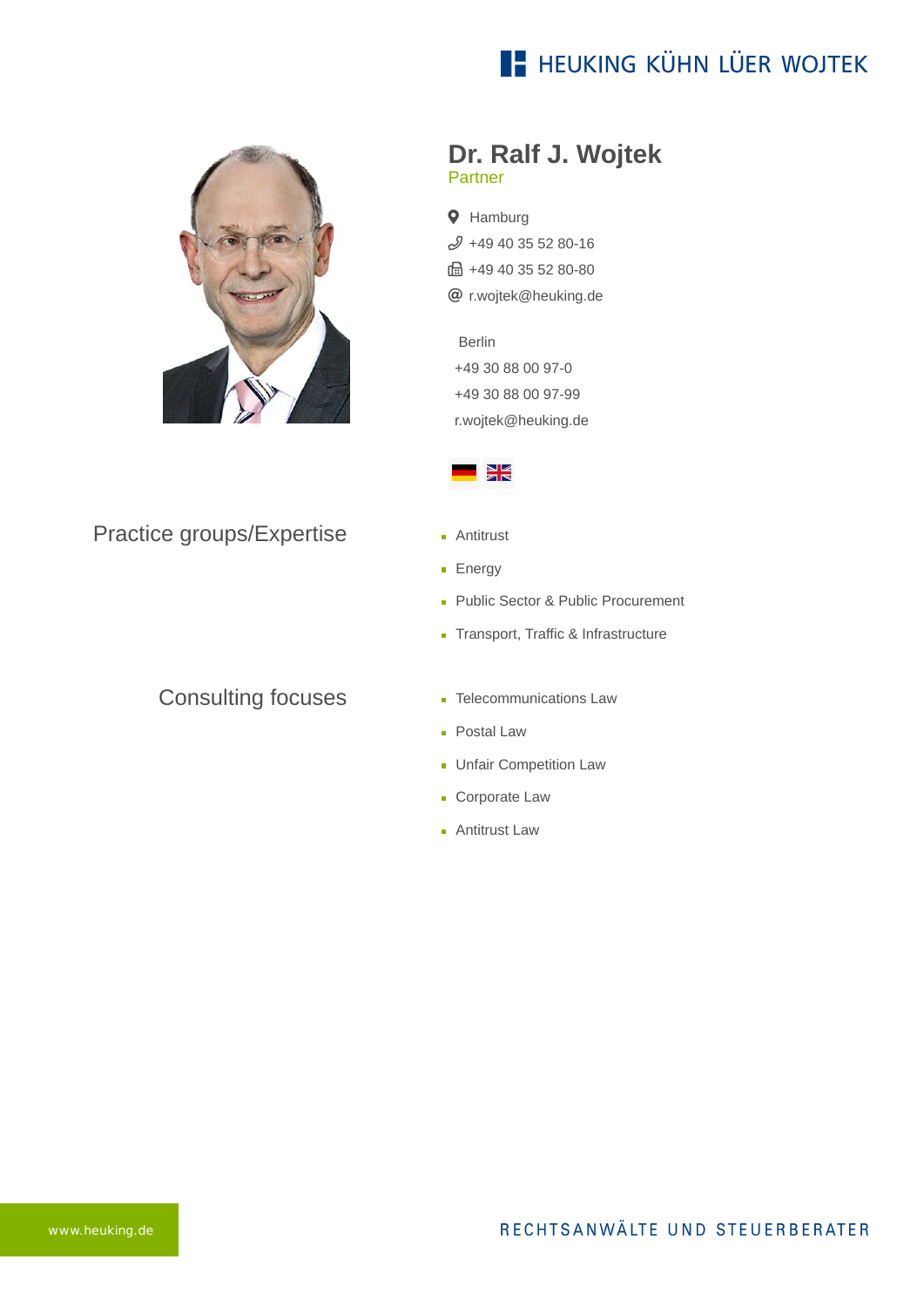HEUKING KÜHN LÜER WOJTEK

# Dr. Ralf J. Wojtek

Partner

Hamburg
+49 40 35 52 80-16
+49 40 35 52 80-80
r.wojtek@heuking.de

Berlin
+49 30 88 00 97-0
+49 30 88 00 97-99
r.wojtek@heuking.de

## Practice groups/Expertise

- Antitrust
- Energy
- Public Sector & Public Procurement
- Transport, Traffic & Infrastructure

## Consulting focuses

- Telecommunications Law
- Postal Law
- Unfair Competition Law
- Corporate Law
- Antitrust Law

www.heuking.de

RECHTSANWÄLTE UND STEUERBERATER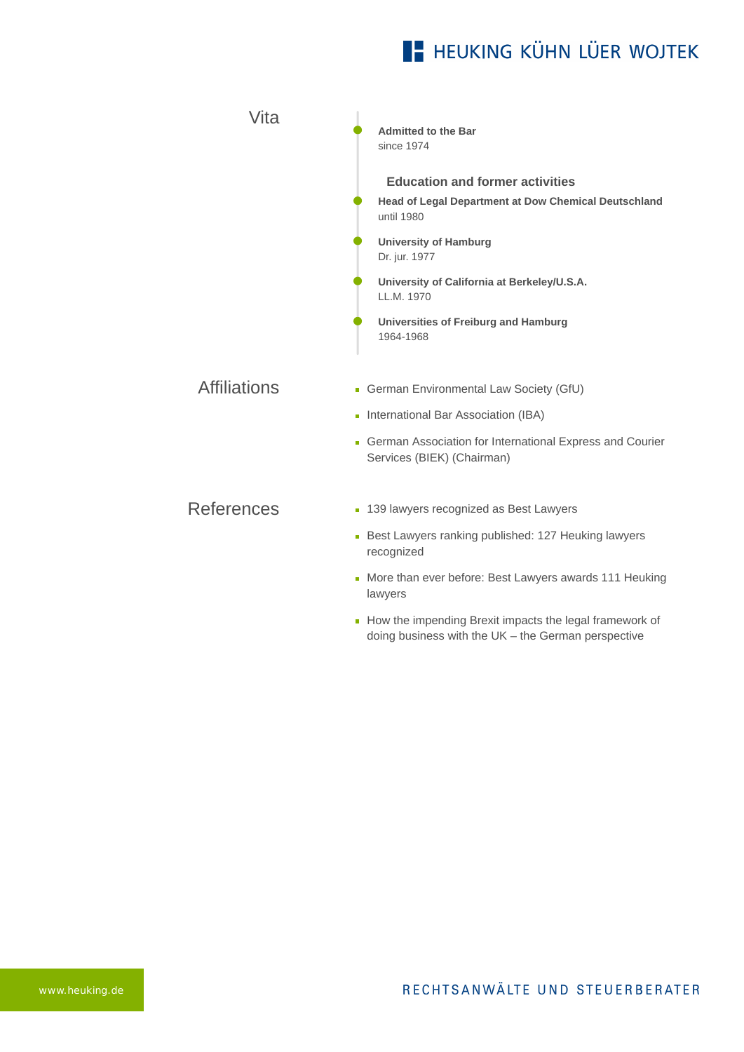## Vita

**Admitted to the Bar**
since 1974

### Education and former activities

**Head of Legal Department at Dow Chemical Deutschland**
until 1980

**University of Hamburg**
Dr. jur. 1977

**University of California at Berkeley/U.S.A.**
LL.M. 1970

**Universities of Freiburg and Hamburg**
1964-1968

## Affiliations

- German Environmental Law Society (GfU)
- International Bar Association (IBA)
- German Association for International Express and Courier Services (BIEK) (Chairman)

## References

- 139 lawyers recognized as Best Lawyers
- Best Lawyers ranking published: 127 Heuking lawyers recognized
- More than ever before: Best Lawyers awards 111 Heuking lawyers
- How the impending Brexit impacts the legal framework of doing business with the UK – the German perspective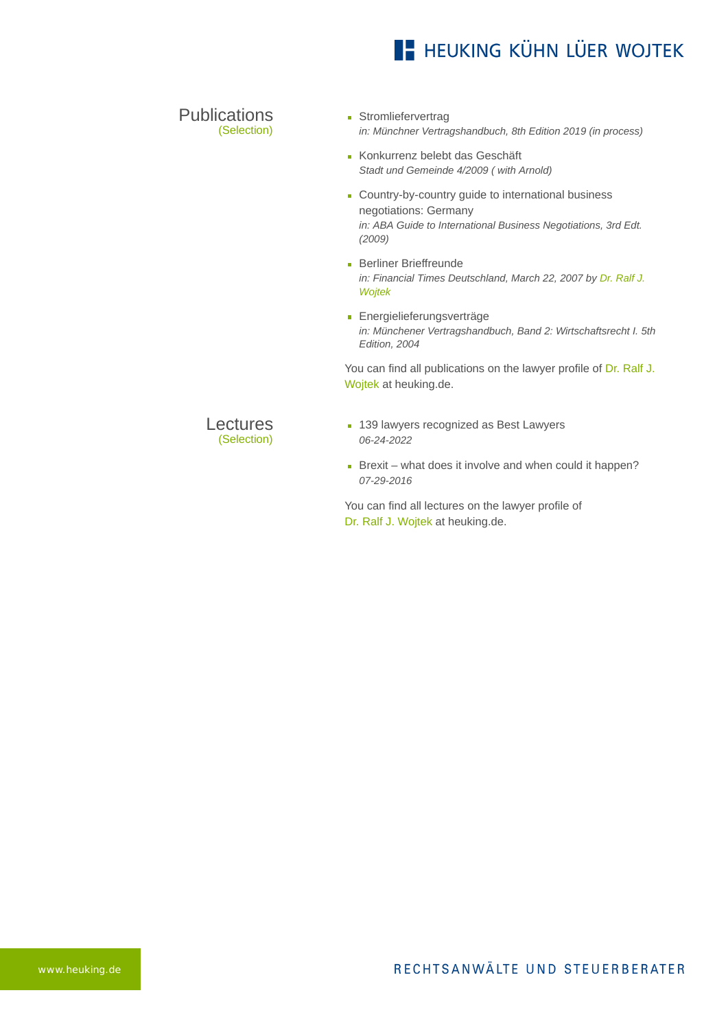## Publications
(Selection)

- Stromliefervertrag
  *in: Münchner Vertragshandbuch, 8th Edition 2019 (in process)*

- Konkurrenz belebt das Geschäft
  *Stadt und Gemeinde 4/2009 ( with Arnold)*

- Country-by-country guide to international business negotiations: Germany
  *in: ABA Guide to International Business Negotiations, 3rd Edt. (2009)*

- Berliner Brieffreunde
  *in: Financial Times Deutschland, March 22, 2007 by Dr. Ralf J. Wojtek*

- Energielieferungsverträge
  *in: Münchener Vertragshandbuch, Band 2: Wirtschaftsrecht I. 5th Edition, 2004*

You can find all publications on the lawyer profile of Dr. Ralf J. Wojtek at heuking.de.

## Lectures
(Selection)

- 139 lawyers recognized as Best Lawyers
  *06-24-2022*

- Brexit – what does it involve and when could it happen?
  *07-29-2016*

You can find all lectures on the lawyer profile of Dr. Ralf J. Wojtek at heuking.de.